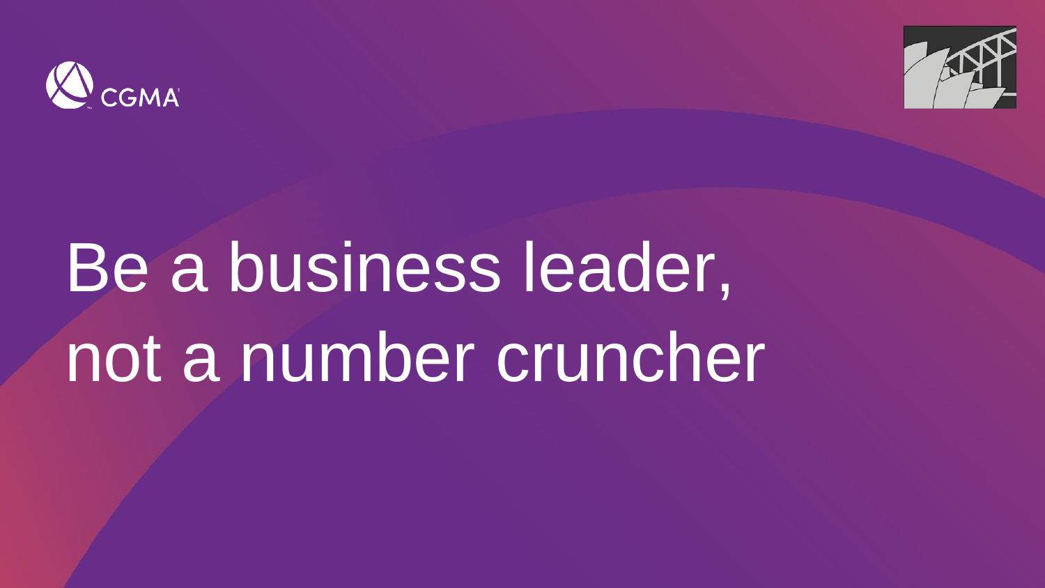CGMA

# Be a business leader, not a number cruncher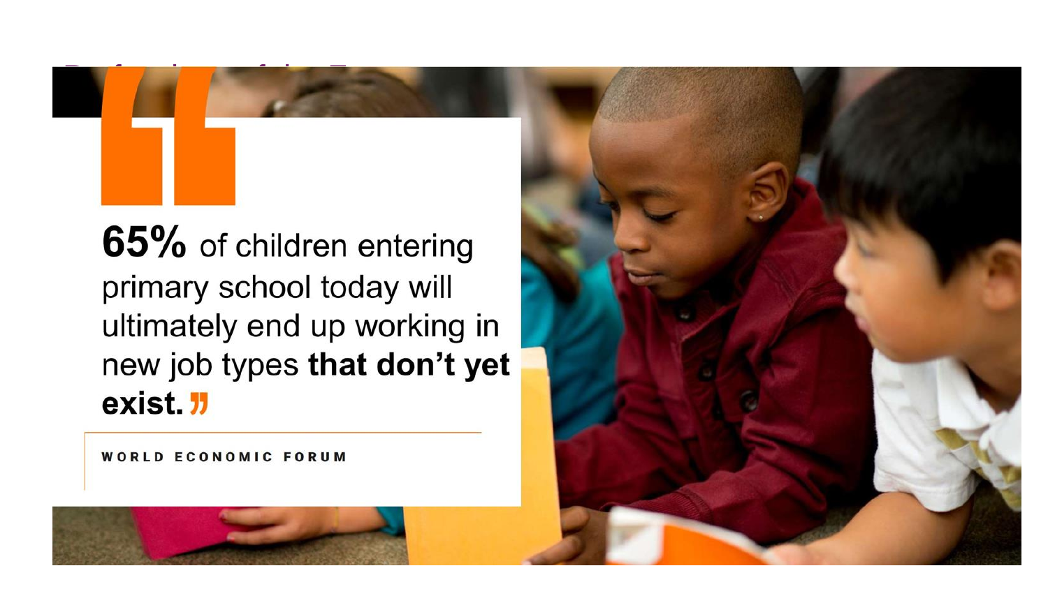**65%** of children entering primary school today will ultimately end up working in new job types **that don't yet exist.**

WORLD ECONOMIC FORUM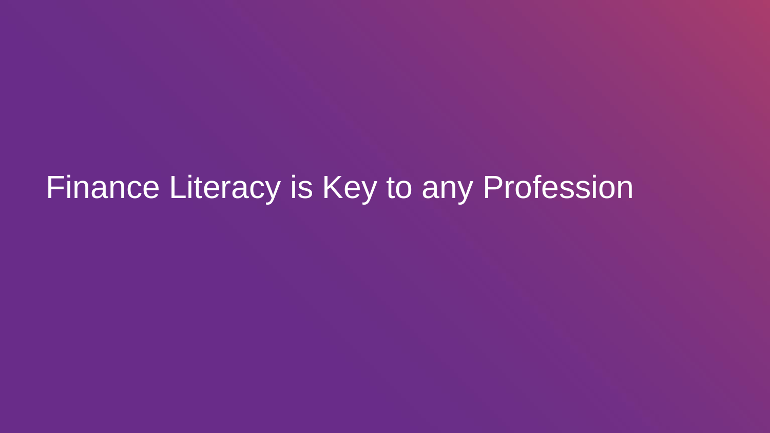# Finance Literacy is Key to any Profession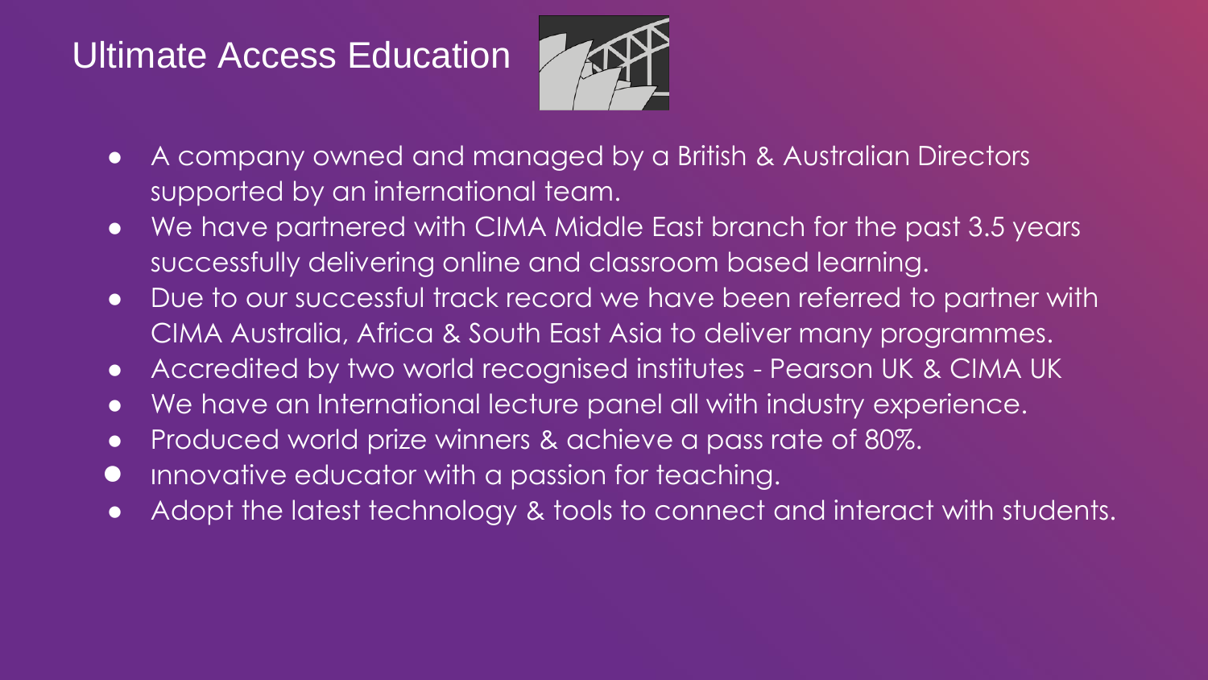# Ultimate Access Education

- A company owned and managed by a British & Australian Directors supported by an international team.
- We have partnered with CIMA Middle East branch for the past 3.5 years successfully delivering online and classroom based learning.
- Due to our successful track record we have been referred to partner with CIMA Australia, Africa & South East Asia to deliver many programmes.
- Accredited by two world recognised institutes - Pearson UK & CIMA UK
- We have an International lecture panel all with industry experience.
- Produced world prize winners & achieve a pass rate of 80%.
- Innovative educator with a passion for teaching.
- Adopt the latest technology & tools to connect and interact with students.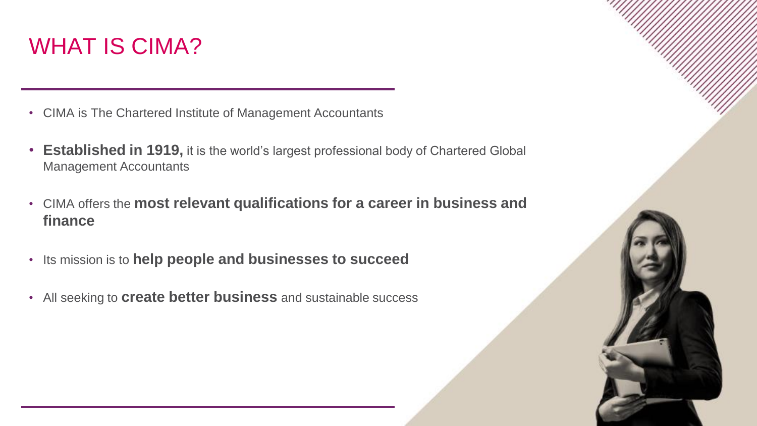# WHAT IS CIMA?

- CIMA is The Chartered Institute of Management Accountants
- **Established in 1919,** it is the world's largest professional body of Chartered Global Management Accountants
- CIMA offers the **most relevant qualifications for a career in business and finance**
- Its mission is to **help people and businesses to succeed**
- All seeking to **create better business** and sustainable success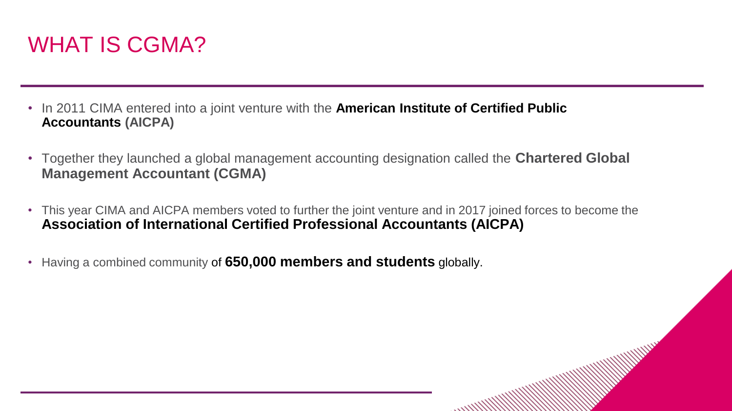# WHAT IS CGMA?

- In 2011 CIMA entered into a joint venture with the **American Institute of Certified Public Accountants (AICPA)**
- Together they launched a global management accounting designation called the **Chartered Global Management Accountant (CGMA)**
- This year CIMA and AICPA members voted to further the joint venture and in 2017 joined forces to become the **Association of International Certified Professional Accountants (AICPA)**
- Having a combined community of **650,000 members and students** globally.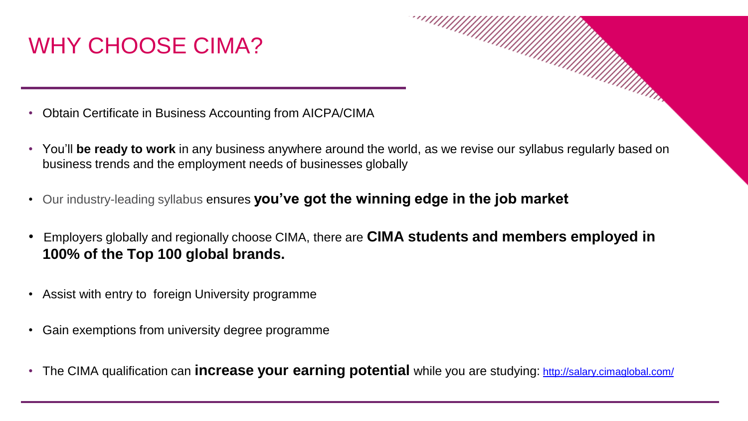# WHY CHOOSE CIMA?

- Obtain Certificate in Business Accounting from AICPA/CIMA
- You'll **be ready to work** in any business anywhere around the world, as we revise our syllabus regularly based on business trends and the employment needs of businesses globally
- Our industry-leading syllabus ensures **you've got the winning edge in the job market**
- Employers globally and regionally choose CIMA, there are **CIMA students and members employed in 100% of the Top 100 global brands.**
- Assist with entry to foreign University programme
- Gain exemptions from university degree programme
- The CIMA qualification can **increase your earning potential** while you are studying: http://salary.cimaglobal.com/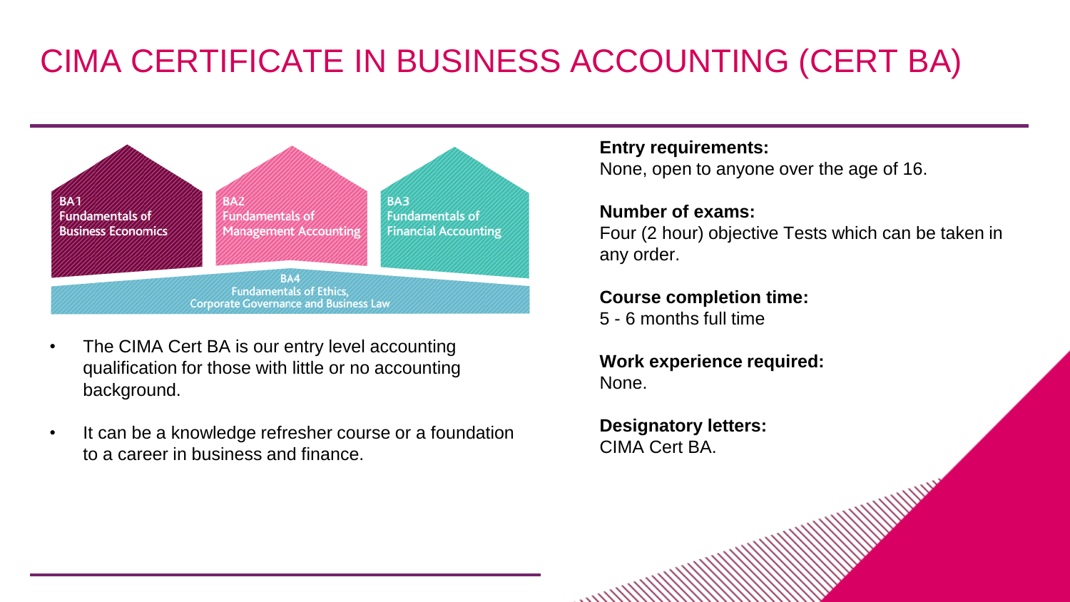# CIMA CERTIFICATE IN BUSINESS ACCOUNTING (CERT BA)

BA1
Fundamentals of
Business Economics

BA2
Fundamentals of
Management Accounting

BA3
Fundamentals of
Financial Accounting

BA4
Fundamentals of Ethics,
Corporate Governance and Business Law

- The CIMA Cert BA is our entry level accounting qualification for those with little or no accounting background.
- It can be a knowledge refresher course or a foundation to a career in business and finance.

**Entry requirements:**
None, open to anyone over the age of 16.

**Number of exams:**
Four (2 hour) objective Tests which can be taken in any order.

**Course completion time:**
5 - 6 months full time

**Work experience required:**
None.

**Designatory letters:**
CIMA Cert BA.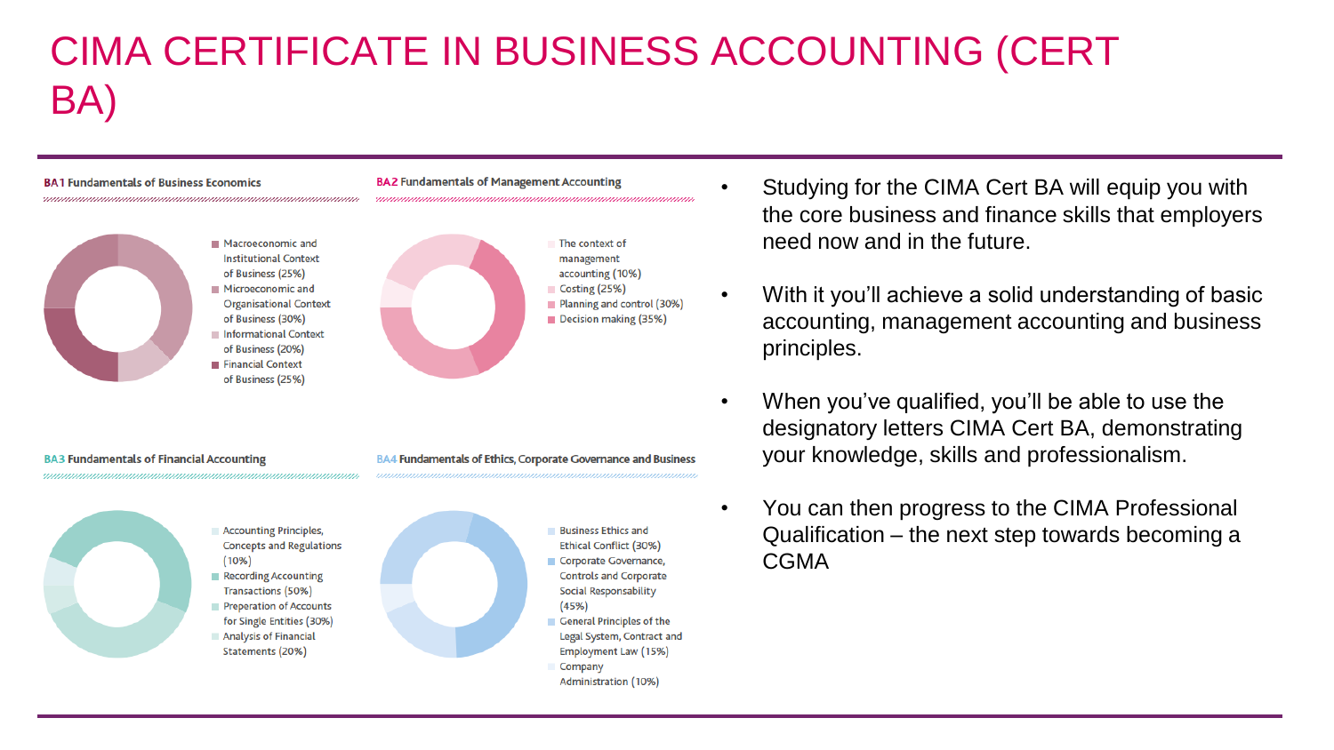# CIMA CERTIFICATE IN BUSINESS ACCOUNTING (CERT BA)

**BA1 Fundamentals of Business Economics**

- Macroeconomic and Institutional Context of Business (25%)
- Microeconomic and Organisational Context of Business (30%)
- Informational Context of Business (20%)
- Financial Context of Business (25%)

**BA2 Fundamentals of Management Accounting**

- The context of management accounting (10%)
- Costing (25%)
- Planning and control (30%)
- Decision making (35%)

**BA3 Fundamentals of Financial Accounting**

- Accounting Principles, Concepts and Regulations (10%)
- Recording Accounting Transactions (50%)
- Preperation of Accounts for Single Entities (30%)
- Analysis of Financial Statements (20%)

**BA4 Fundamentals of Ethics, Corporate Governance and Business**

- Business Ethics and Ethical Conflict (30%)
- Corporate Governance, Controls and Corporate Social Responsability (45%)
- General Principles of the Legal System, Contract and Employment Law (15%)
- Company Administration (10%)

- Studying for the CIMA Cert BA will equip you with the core business and finance skills that employers need now and in the future.
- With it you'll achieve a solid understanding of basic accounting, management accounting and business principles.
- When you've qualified, you'll be able to use the designatory letters CIMA Cert BA, demonstrating your knowledge, skills and professionalism.
- You can then progress to the CIMA Professional Qualification – the next step towards becoming a CGMA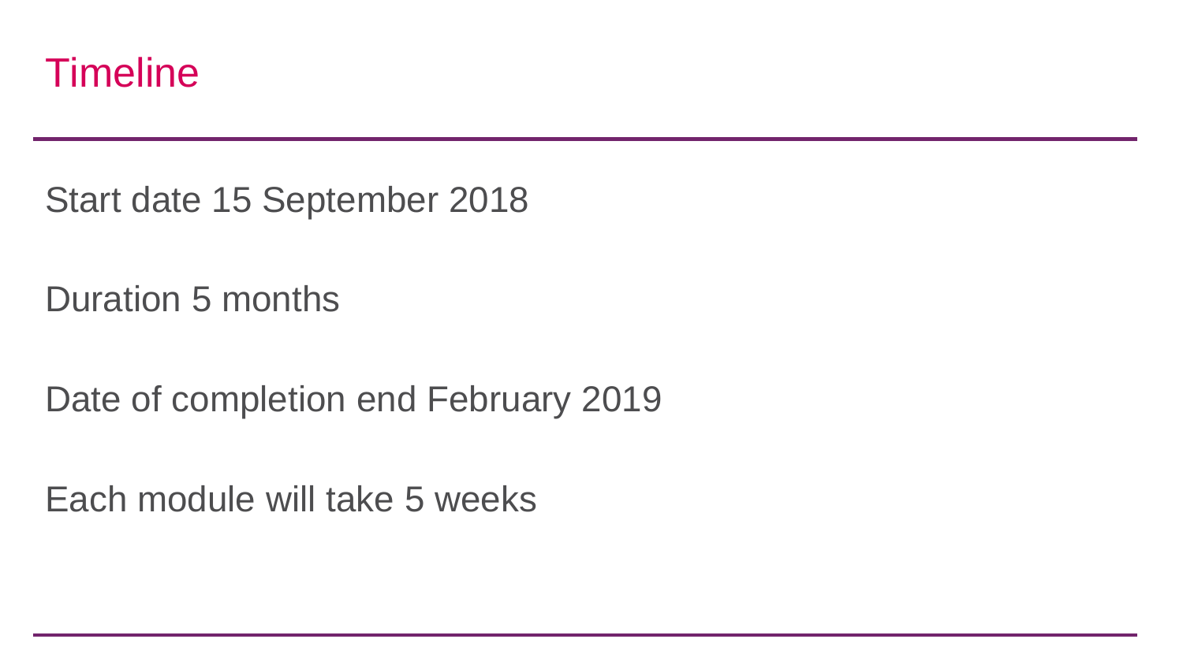# Timeline

Start date 15 September 2018

Duration 5 months

Date of completion end February 2019

Each module will take 5 weeks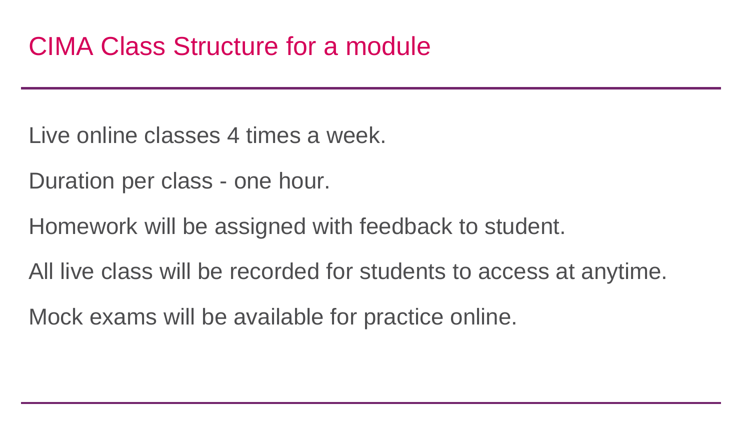# CIMA Class Structure for a module

Live online classes 4 times a week.

Duration per class - one hour.

Homework will be assigned with feedback to student.

All live class will be recorded for students to access at anytime.

Mock exams will be available for practice online.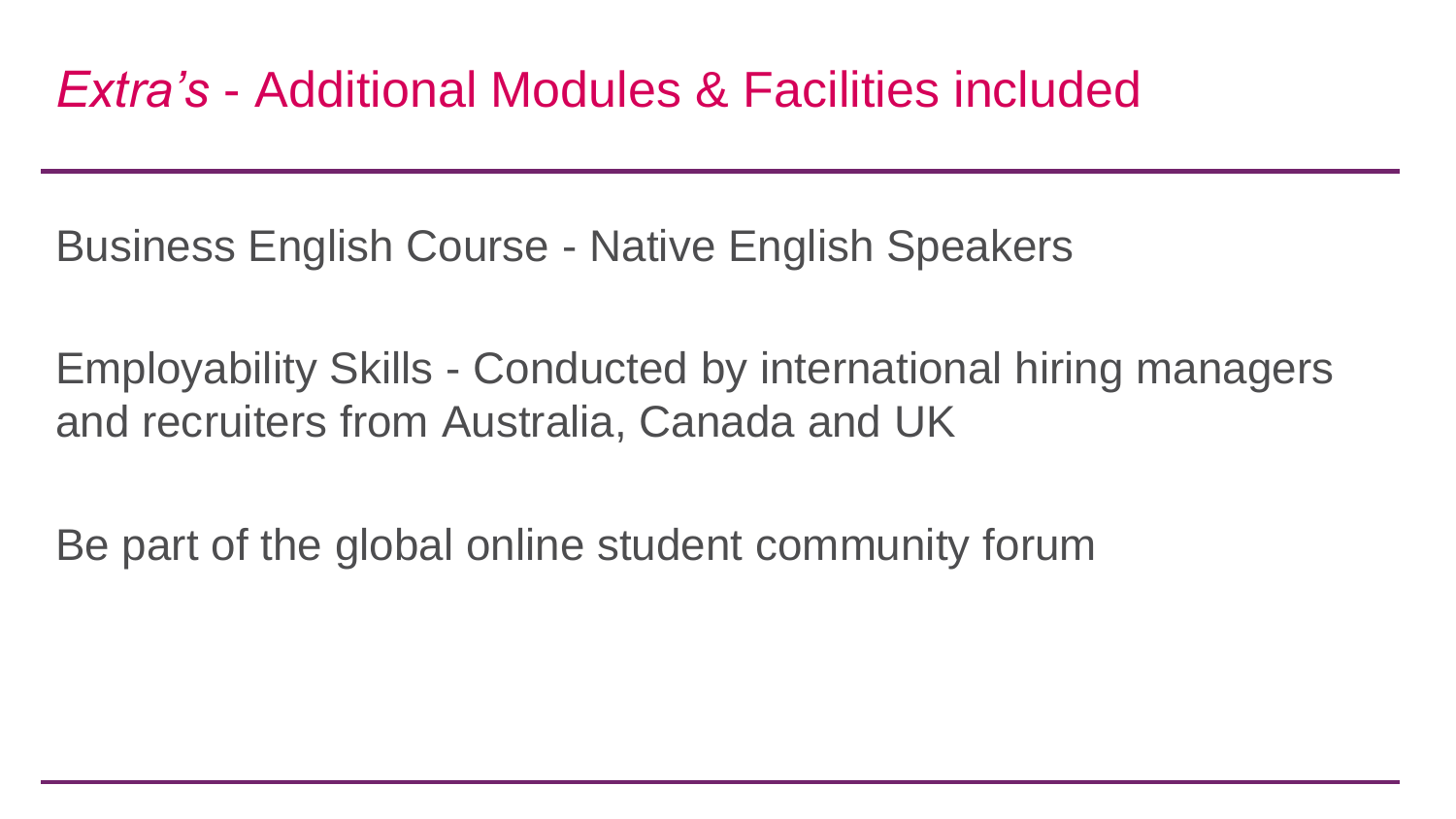# *Extra's* - Additional Modules & Facilities included

Business English Course - Native English Speakers

Employability Skills - Conducted by international hiring managers and recruiters from Australia, Canada and UK

Be part of the global online student community forum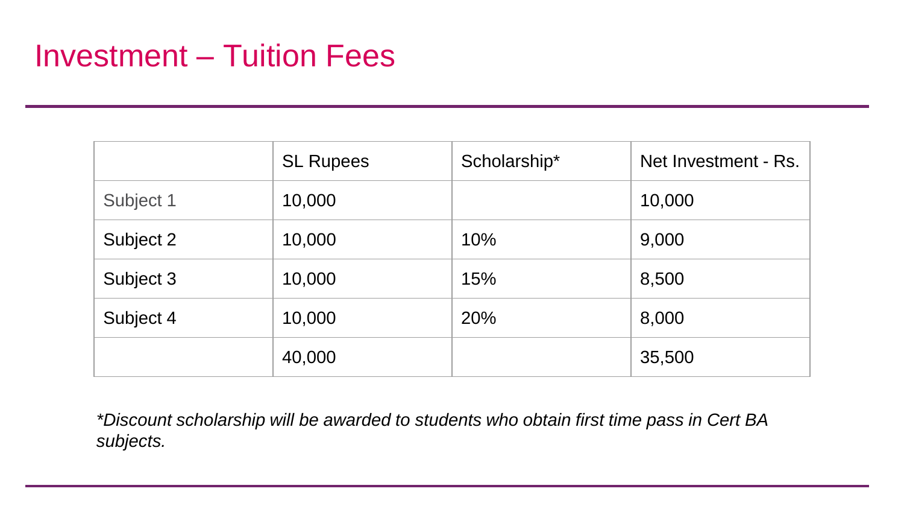# Investment – Tuition Fees

| | SL Rupees | Scholarship* | Net Investment - Rs. |
|---|---|---|---|
| Subject 1 | 10,000 | | 10,000 |
| Subject 2 | 10,000 | 10% | 9,000 |
| Subject 3 | 10,000 | 15% | 8,500 |
| Subject 4 | 10,000 | 20% | 8,000 |
| | 40,000 | | 35,500 |

*\*Discount scholarship will be awarded to students who obtain first time pass in Cert BA subjects.*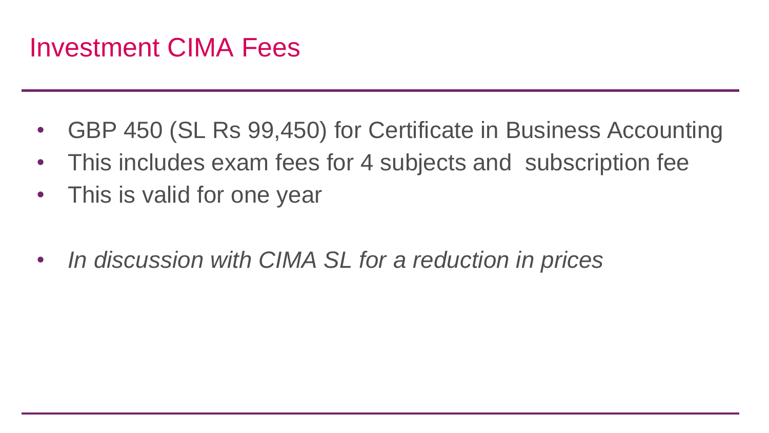# Investment CIMA Fees

- GBP 450 (SL Rs 99,450) for Certificate in Business Accounting
- This includes exam fees for 4 subjects and subscription fee
- This is valid for one year

- *In discussion with CIMA SL for a reduction in prices*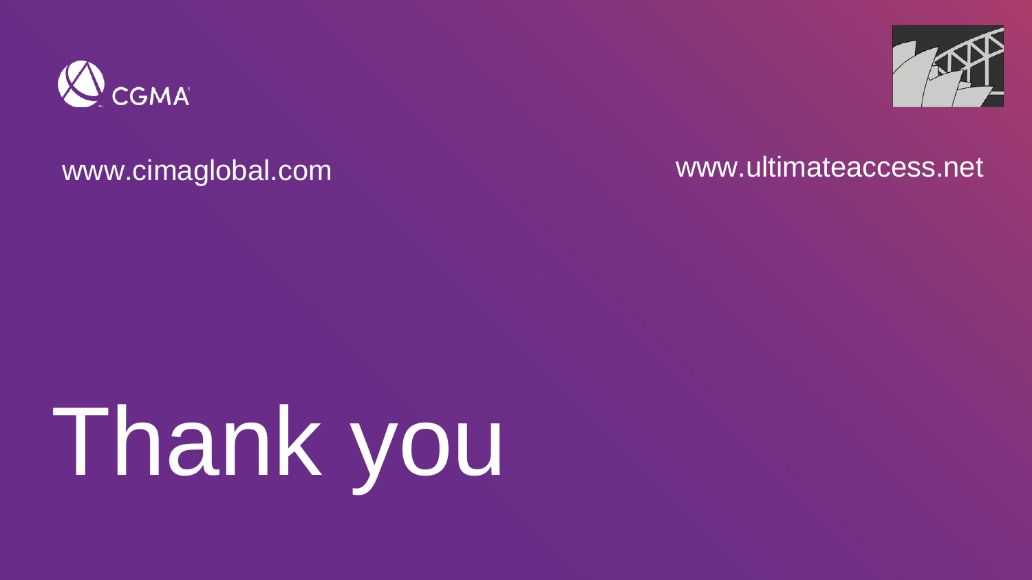CGMA

www.cimaglobal.com

www.ultimateaccess.net

# Thank you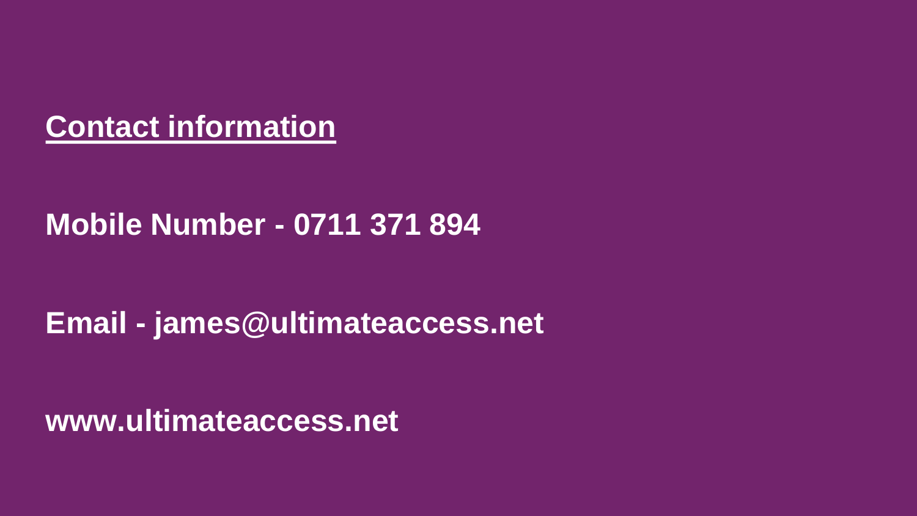## Contact information

**Mobile Number - 0711 371 894**

**Email - james@ultimateaccess.net**

**www.ultimateaccess.net**